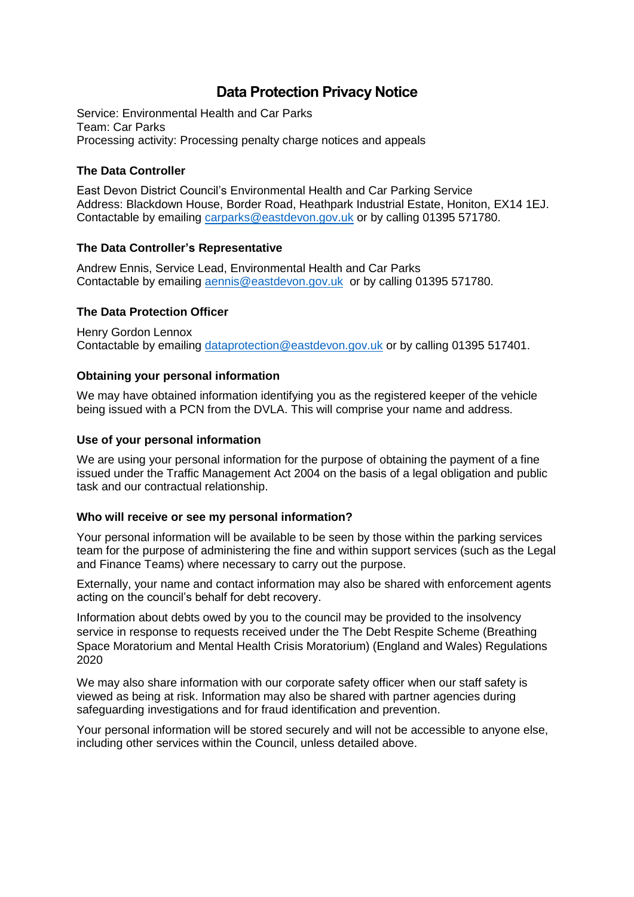# Data Protection Privacy Notice

Service: Environmental Health and Car Parks
Team: Car Parks
Processing activity: Processing penalty charge notices and appeals

### The Data Controller

East Devon District Council's Environmental Health and Car Parking Service
Address: Blackdown House, Border Road, Heathpark Industrial Estate, Honiton, EX14 1EJ.
Contactable by emailing carparks@eastdevon.gov.uk or by calling 01395 571780.

### The Data Controller's Representative

Andrew Ennis, Service Lead, Environmental Health and Car Parks
Contactable by emailing aennis@eastdevon.gov.uk or by calling 01395 571780.

### The Data Protection Officer

Henry Gordon Lennox
Contactable by emailing dataprotection@eastdevon.gov.uk or by calling 01395 517401.

### Obtaining your personal information

We may have obtained information identifying you as the registered keeper of the vehicle being issued with a PCN from the DVLA. This will comprise your name and address.

### Use of your personal information

We are using your personal information for the purpose of obtaining the payment of a fine issued under the Traffic Management Act 2004 on the basis of a legal obligation and public task and our contractual relationship.

### Who will receive or see my personal information?

Your personal information will be available to be seen by those within the parking services team for the purpose of administering the fine and within support services (such as the Legal and Finance Teams) where necessary to carry out the purpose.

Externally, your name and contact information may also be shared with enforcement agents acting on the council's behalf for debt recovery.

Information about debts owed by you to the council may be provided to the insolvency service in response to requests received under the The Debt Respite Scheme (Breathing Space Moratorium and Mental Health Crisis Moratorium) (England and Wales) Regulations 2020

We may also share information with our corporate safety officer when our staff safety is viewed as being at risk. Information may also be shared with partner agencies during safeguarding investigations and for fraud identification and prevention.

Your personal information will be stored securely and will not be accessible to anyone else, including other services within the Council, unless detailed above.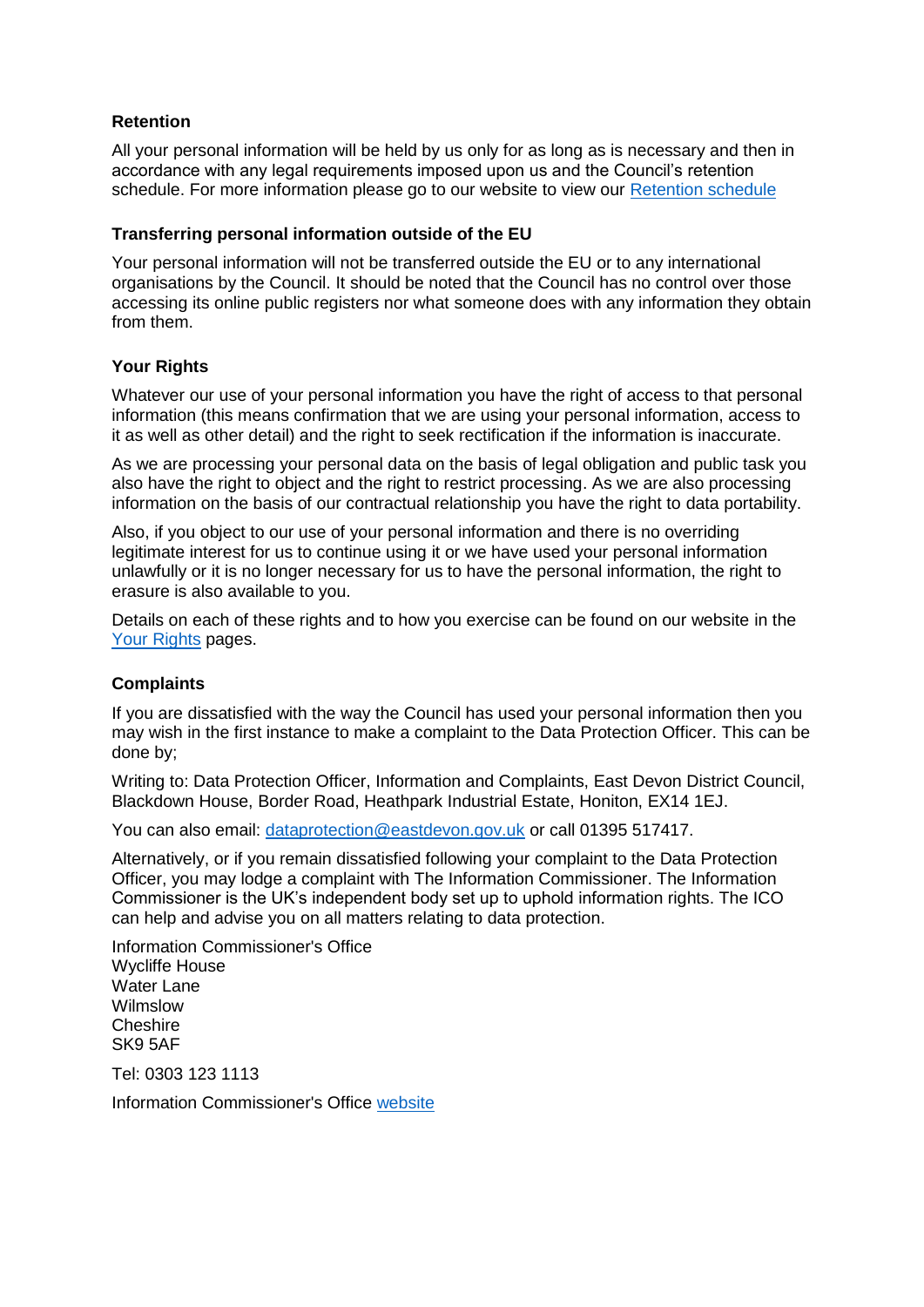## Retention

All your personal information will be held by us only for as long as is necessary and then in accordance with any legal requirements imposed upon us and the Council's retention schedule. For more information please go to our website to view our Retention schedule

## Transferring personal information outside of the EU

Your personal information will not be transferred outside the EU or to any international organisations by the Council. It should be noted that the Council has no control over those accessing its online public registers nor what someone does with any information they obtain from them.

## Your Rights

Whatever our use of your personal information you have the right of access to that personal information (this means confirmation that we are using your personal information, access to it as well as other detail) and the right to seek rectification if the information is inaccurate.

As we are processing your personal data on the basis of legal obligation and public task you also have the right to object and the right to restrict processing. As we are also processing information on the basis of our contractual relationship you have the right to data portability.

Also, if you object to our use of your personal information and there is no overriding legitimate interest for us to continue using it or we have used your personal information unlawfully or it is no longer necessary for us to have the personal information, the right to erasure is also available to you.

Details on each of these rights and to how you exercise can be found on our website in the Your Rights pages.

## Complaints

If you are dissatisfied with the way the Council has used your personal information then you may wish in the first instance to make a complaint to the Data Protection Officer. This can be done by;

Writing to: Data Protection Officer, Information and Complaints, East Devon District Council, Blackdown House, Border Road, Heathpark Industrial Estate, Honiton, EX14 1EJ.

You can also email: dataprotection@eastdevon.gov.uk or call 01395 517417.

Alternatively, or if you remain dissatisfied following your complaint to the Data Protection Officer, you may lodge a complaint with The Information Commissioner. The Information Commissioner is the UK's independent body set up to uphold information rights. The ICO can help and advise you on all matters relating to data protection.

Information Commissioner's Office
Wycliffe House
Water Lane
Wilmslow
Cheshire
SK9 5AF

Tel: 0303 123 1113

Information Commissioner's Office website